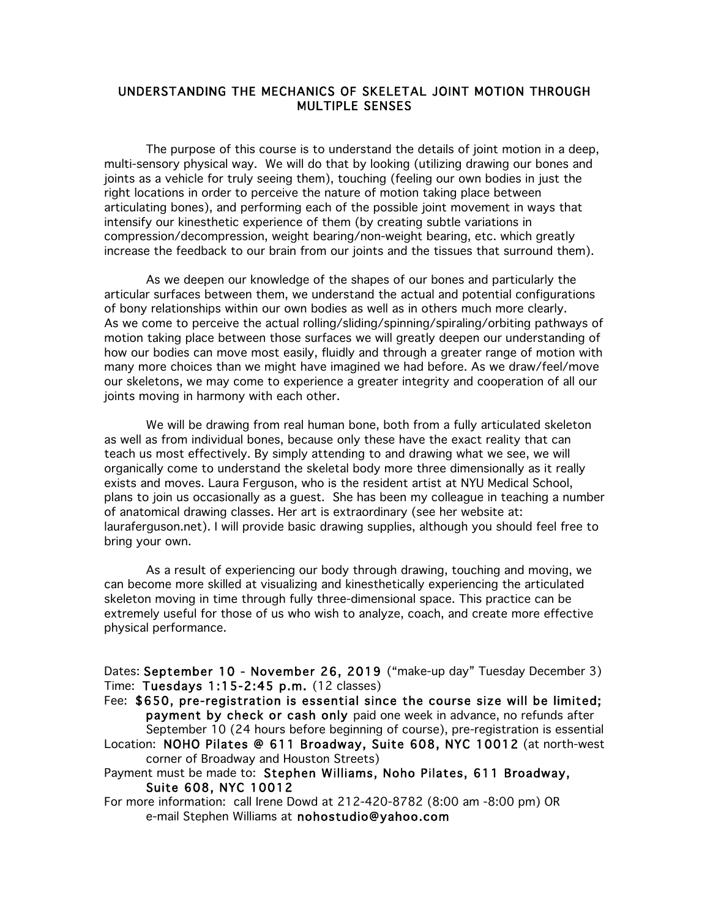# UNDERSTANDING THE MECHANICS OF SKELETAL JOINT MOTION THROUGH MULTIPLE SENSES

The purpose of this course is to understand the details of joint motion in a deep, multi-sensory physical way. We will do that by looking (utilizing drawing our bones and joints as a vehicle for truly seeing them), touching (feeling our own bodies in just the right locations in order to perceive the nature of motion taking place between articulating bones), and performing each of the possible joint movement in ways that intensify our kinesthetic experience of them (by creating subtle variations in compression/decompression, weight bearing/non-weight bearing, etc. which greatly increase the feedback to our brain from our joints and the tissues that surround them).

As we deepen our knowledge of the shapes of our bones and particularly the articular surfaces between them, we understand the actual and potential configurations of bony relationships within our own bodies as well as in others much more clearly. As we come to perceive the actual rolling/sliding/spinning/spiraling/orbiting pathways of motion taking place between those surfaces we will greatly deepen our understanding of how our bodies can move most easily, fluidly and through a greater range of motion with many more choices than we might have imagined we had before. As we draw/feel/move our skeletons, we may come to experience a greater integrity and cooperation of all our joints moving in harmony with each other.

We will be drawing from real human bone, both from a fully articulated skeleton as well as from individual bones, because only these have the exact reality that can teach us most effectively. By simply attending to and drawing what we see, we will organically come to understand the skeletal body more three dimensionally as it really exists and moves. Laura Ferguson, who is the resident artist at NYU Medical School, plans to join us occasionally as a guest. She has been my colleague in teaching a number of anatomical drawing classes. Her art is extraordinary (see her website at: lauraferguson.net). I will provide basic drawing supplies, although you should feel free to bring your own.

As a result of experiencing our body through drawing, touching and moving, we can become more skilled at visualizing and kinesthetically experiencing the articulated skeleton moving in time through fully three-dimensional space. This practice can be extremely useful for those of us who wish to analyze, coach, and create more effective physical performance.

Dates: **September 10 - November 26, 2019** ("make-up day" Tuesday December 3)
Time: **Tuesdays 1:15-2:45 p.m.** (12 classes)
Fee: **$650, pre-registration is essential since the course size will be limited; payment by check or cash only** paid one week in advance, no refunds after September 10 (24 hours before beginning of course), pre-registration is essential
Location: **NOHO Pilates @ 611 Broadway, Suite 608, NYC 10012** (at north-west corner of Broadway and Houston Streets)
Payment must be made to: **Stephen Williams, Noho Pilates, 611 Broadway, Suite 608, NYC 10012**
For more information: call Irene Dowd at 212-420-8782 (8:00 am -8:00 pm) OR e-mail Stephen Williams at **nohostudio@yahoo.com**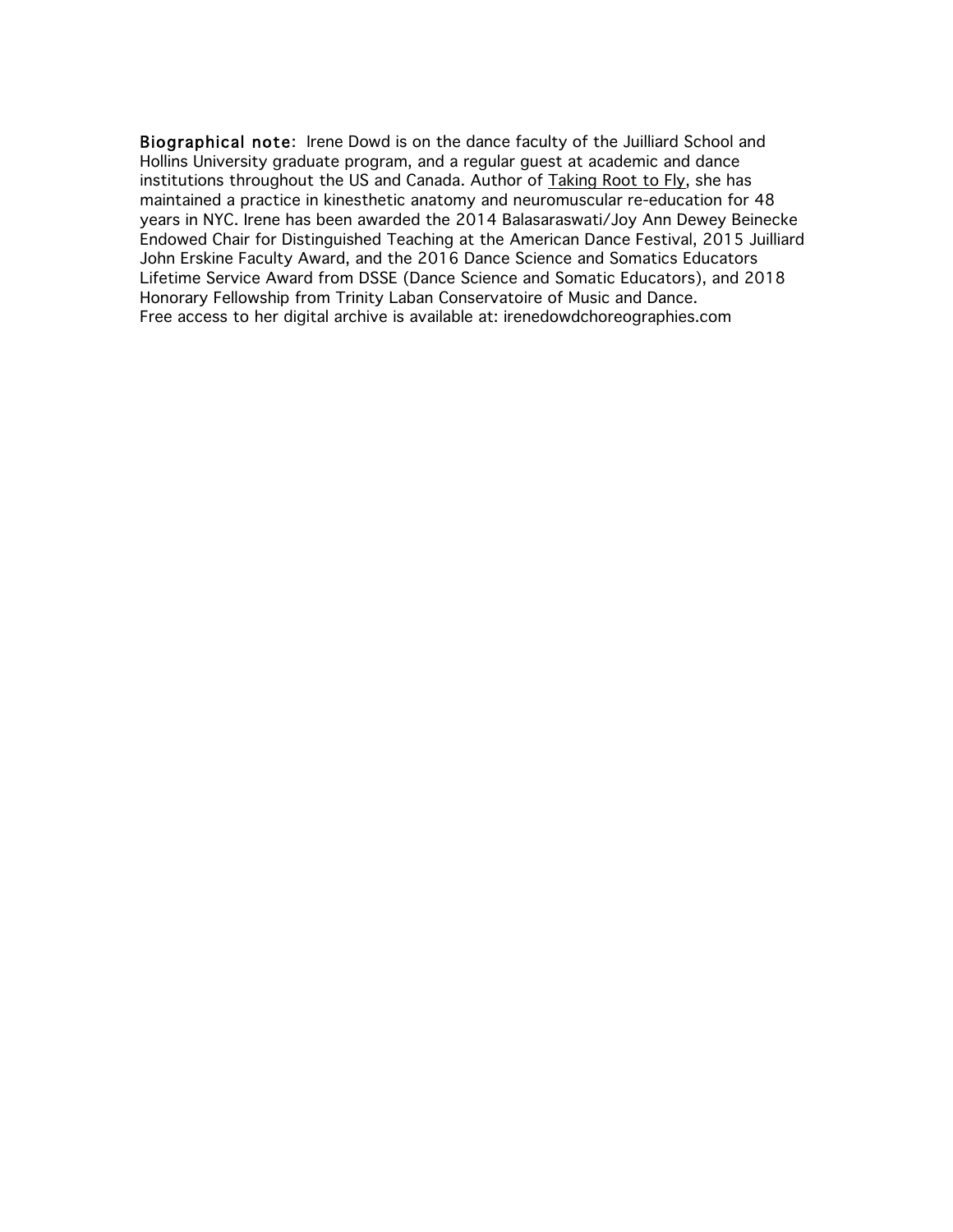**Biographical note**: Irene Dowd is on the dance faculty of the Juilliard School and Hollins University graduate program, and a regular guest at academic and dance institutions throughout the US and Canada. Author of <u>Taking Root to Fly</u>, she has maintained a practice in kinesthetic anatomy and neuromuscular re-education for 48 years in NYC. Irene has been awarded the 2014 Balasaraswati/Joy Ann Dewey Beinecke Endowed Chair for Distinguished Teaching at the American Dance Festival, 2015 Juilliard John Erskine Faculty Award, and the 2016 Dance Science and Somatics Educators Lifetime Service Award from DSSE (Dance Science and Somatic Educators), and 2018 Honorary Fellowship from Trinity Laban Conservatoire of Music and Dance.
Free access to her digital archive is available at: irenedowdchoreographies.com